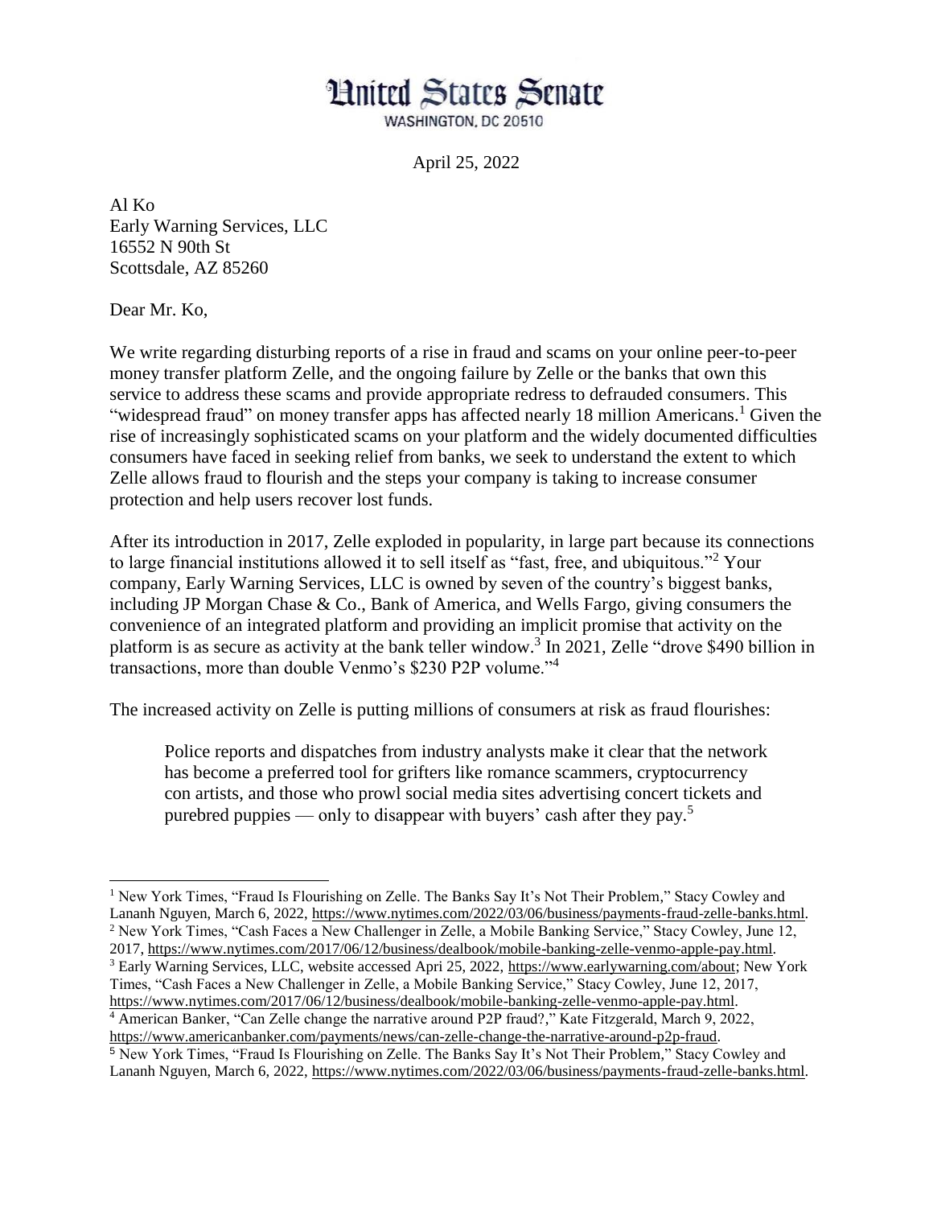# United States Senate

WASHINGTON, DC 20510

April 25, 2022

Al Ko
Early Warning Services, LLC
16552 N 90th St
Scottsdale, AZ 85260

Dear Mr. Ko,

We write regarding disturbing reports of a rise in fraud and scams on your online peer-to-peer money transfer platform Zelle, and the ongoing failure by Zelle or the banks that own this service to address these scams and provide appropriate redress to defrauded consumers. This "widespread fraud" on money transfer apps has affected nearly 18 million Americans.[1] Given the rise of increasingly sophisticated scams on your platform and the widely documented difficulties consumers have faced in seeking relief from banks, we seek to understand the extent to which Zelle allows fraud to flourish and the steps your company is taking to increase consumer protection and help users recover lost funds.

After its introduction in 2017, Zelle exploded in popularity, in large part because its connections to large financial institutions allowed it to sell itself as "fast, free, and ubiquitous."[2] Your company, Early Warning Services, LLC is owned by seven of the country's biggest banks, including JP Morgan Chase & Co., Bank of America, and Wells Fargo, giving consumers the convenience of an integrated platform and providing an implicit promise that activity on the platform is as secure as activity at the bank teller window.[3] In 2021, Zelle "drove $490 billion in transactions, more than double Venmo's $230 P2P volume."[4]

The increased activity on Zelle is putting millions of consumers at risk as fraud flourishes:

> Police reports and dispatches from industry analysts make it clear that the network has become a preferred tool for grifters like romance scammers, cryptocurrency con artists, and those who prowl social media sites advertising concert tickets and purebred puppies — only to disappear with buyers' cash after they pay.[5]

---

[1] New York Times, "Fraud Is Flourishing on Zelle. The Banks Say It's Not Their Problem," Stacy Cowley and Lananh Nguyen, March 6, 2022, https://www.nytimes.com/2022/03/06/business/payments-fraud-zelle-banks.html.

[2] New York Times, "Cash Faces a New Challenger in Zelle, a Mobile Banking Service," Stacy Cowley, June 12, 2017, https://www.nytimes.com/2017/06/12/business/dealbook/mobile-banking-zelle-venmo-apple-pay.html.

[3] Early Warning Services, LLC, website accessed Apri 25, 2022, https://www.earlywarning.com/about; New York Times, "Cash Faces a New Challenger in Zelle, a Mobile Banking Service," Stacy Cowley, June 12, 2017, https://www.nytimes.com/2017/06/12/business/dealbook/mobile-banking-zelle-venmo-apple-pay.html.

[4] American Banker, "Can Zelle change the narrative around P2P fraud?," Kate Fitzgerald, March 9, 2022, https://www.americanbanker.com/payments/news/can-zelle-change-the-narrative-around-p2p-fraud.

[5] New York Times, "Fraud Is Flourishing on Zelle. The Banks Say It's Not Their Problem," Stacy Cowley and Lananh Nguyen, March 6, 2022, https://www.nytimes.com/2022/03/06/business/payments-fraud-zelle-banks.html.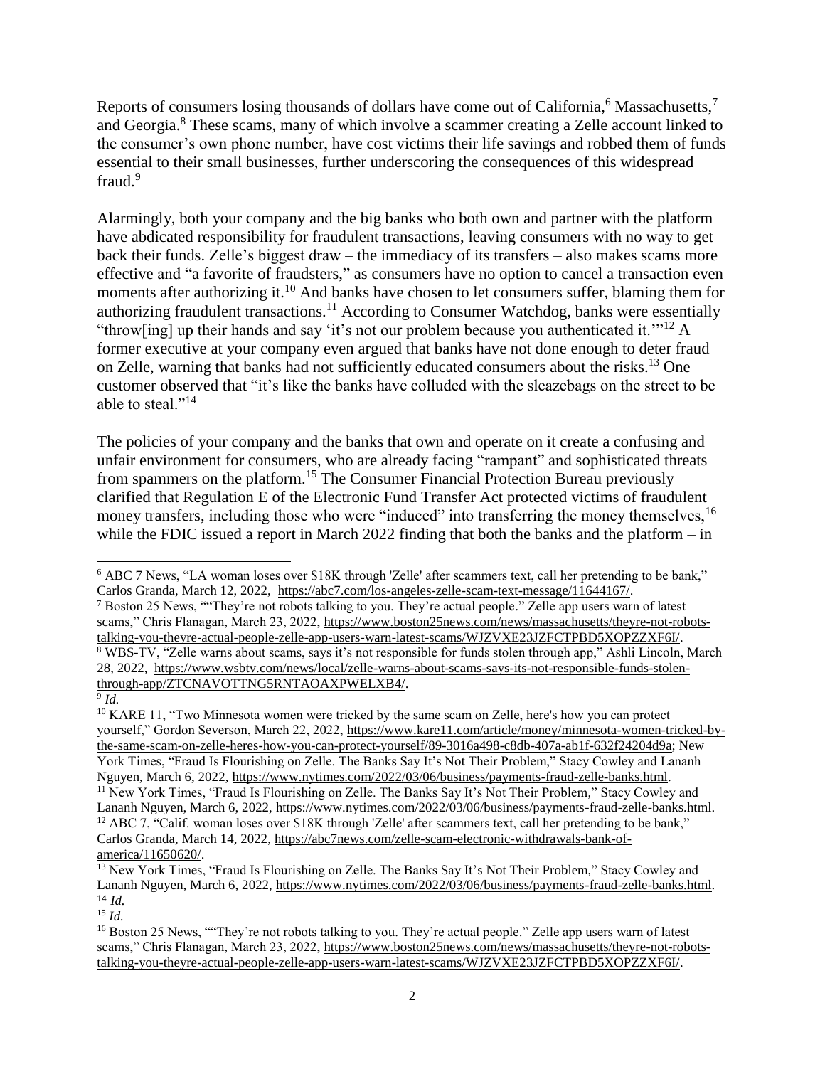Reports of consumers losing thousands of dollars have come out of California,[6] Massachusetts,[7] and Georgia.[8] These scams, many of which involve a scammer creating a Zelle account linked to the consumer's own phone number, have cost victims their life savings and robbed them of funds essential to their small businesses, further underscoring the consequences of this widespread fraud.[9]

Alarmingly, both your company and the big banks who both own and partner with the platform have abdicated responsibility for fraudulent transactions, leaving consumers with no way to get back their funds. Zelle's biggest draw – the immediacy of its transfers – also makes scams more effective and "a favorite of fraudsters," as consumers have no option to cancel a transaction even moments after authorizing it.[10] And banks have chosen to let consumers suffer, blaming them for authorizing fraudulent transactions.[11] According to Consumer Watchdog, banks were essentially "throw[ing] up their hands and say 'it's not our problem because you authenticated it.'"[12] A former executive at your company even argued that banks have not done enough to deter fraud on Zelle, warning that banks had not sufficiently educated consumers about the risks.[13] One customer observed that "it's like the banks have colluded with the sleazebags on the street to be able to steal."[14]

The policies of your company and the banks that own and operate on it create a confusing and unfair environment for consumers, who are already facing "rampant" and sophisticated threats from spammers on the platform.[15] The Consumer Financial Protection Bureau previously clarified that Regulation E of the Electronic Fund Transfer Act protected victims of fraudulent money transfers, including those who were "induced" into transferring the money themselves,[16] while the FDIC issued a report in March 2022 finding that both the banks and the platform – in

---

[6] ABC 7 News, "LA woman loses over $18K through 'Zelle' after scammers text, call her pretending to be bank," Carlos Granda, March 12, 2022, https://abc7.com/los-angeles-zelle-scam-text-message/11644167/.

[7] Boston 25 News, ""They're not robots talking to you. They're actual people." Zelle app users warn of latest scams," Chris Flanagan, March 23, 2022, https://www.boston25news.com/news/massachusetts/theyre-not-robots-talking-you-theyre-actual-people-zelle-app-users-warn-latest-scams/WJZVXE23JZFCTPBD5XOPZZXF6I/.

[8] WBS-TV, "Zelle warns about scams, says it's not responsible for funds stolen through app," Ashli Lincoln, March 28, 2022, https://www.wsbtv.com/news/local/zelle-warns-about-scams-says-its-not-responsible-funds-stolen-through-app/ZTCNAVOTTNG5RNTAOAXPWELXB4/.

[9] *Id.*

[10] KARE 11, "Two Minnesota women were tricked by the same scam on Zelle, here's how you can protect yourself," Gordon Severson, March 22, 2022, https://www.kare11.com/article/money/minnesota-women-tricked-by-the-same-scam-on-zelle-heres-how-you-can-protect-yourself/89-3016a498-c8db-407a-ab1f-632f24204d9a; New York Times, "Fraud Is Flourishing on Zelle. The Banks Say It's Not Their Problem," Stacy Cowley and Lananh Nguyen, March 6, 2022, https://www.nytimes.com/2022/03/06/business/payments-fraud-zelle-banks.html.

[11] New York Times, "Fraud Is Flourishing on Zelle. The Banks Say It's Not Their Problem," Stacy Cowley and Lananh Nguyen, March 6, 2022, https://www.nytimes.com/2022/03/06/business/payments-fraud-zelle-banks.html.

[12] ABC 7, "Calif. woman loses over $18K through 'Zelle' after scammers text, call her pretending to be bank," Carlos Granda, March 14, 2022, https://abc7news.com/zelle-scam-electronic-withdrawals-bank-of-america/11650620/.

[13] New York Times, "Fraud Is Flourishing on Zelle. The Banks Say It's Not Their Problem," Stacy Cowley and Lananh Nguyen, March 6, 2022, https://www.nytimes.com/2022/03/06/business/payments-fraud-zelle-banks.html.

[14] *Id.*

[15] *Id.*

[16] Boston 25 News, ""They're not robots talking to you. They're actual people." Zelle app users warn of latest scams," Chris Flanagan, March 23, 2022, https://www.boston25news.com/news/massachusetts/theyre-not-robots-talking-you-theyre-actual-people-zelle-app-users-warn-latest-scams/WJZVXE23JZFCTPBD5XOPZZXF6I/.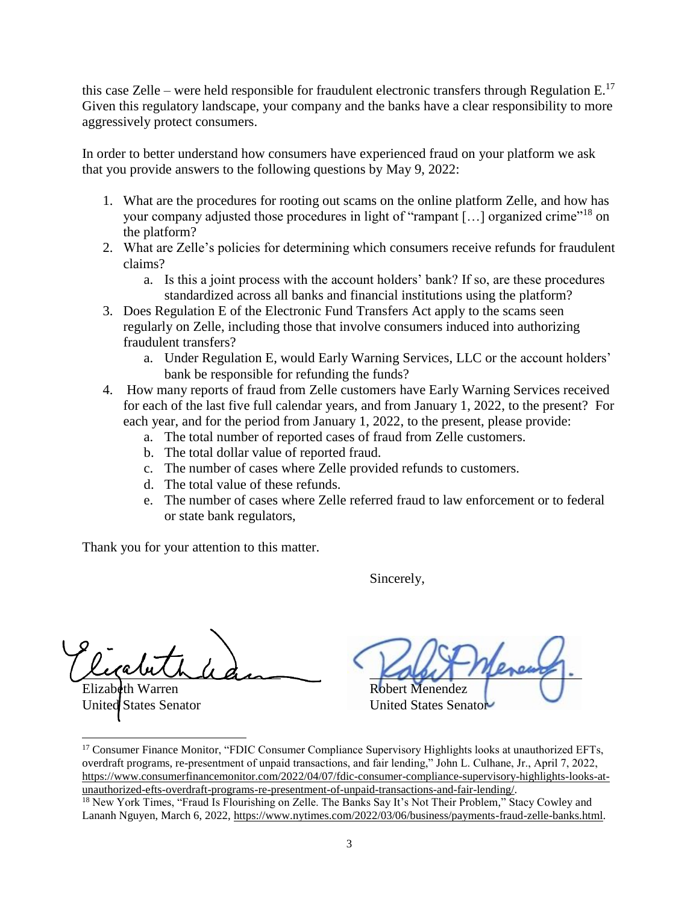this case Zelle – were held responsible for fraudulent electronic transfers through Regulation E.[17] Given this regulatory landscape, your company and the banks have a clear responsibility to more aggressively protect consumers.

In order to better understand how consumers have experienced fraud on your platform we ask that you provide answers to the following questions by May 9, 2022:

1. What are the procedures for rooting out scams on the online platform Zelle, and how has your company adjusted those procedures in light of "rampant […] organized crime"[18] on the platform?
2. What are Zelle's policies for determining which consumers receive refunds for fraudulent claims?
    a. Is this a joint process with the account holders' bank? If so, are these procedures standardized across all banks and financial institutions using the platform?
3. Does Regulation E of the Electronic Fund Transfers Act apply to the scams seen regularly on Zelle, including those that involve consumers induced into authorizing fraudulent transfers?
    a. Under Regulation E, would Early Warning Services, LLC or the account holders' bank be responsible for refunding the funds?
4. How many reports of fraud from Zelle customers have Early Warning Services received for each of the last five full calendar years, and from January 1, 2022, to the present? For each year, and for the period from January 1, 2022, to the present, please provide:
    a. The total number of reported cases of fraud from Zelle customers.
    b. The total dollar value of reported fraud.
    c. The number of cases where Zelle provided refunds to customers.
    d. The total value of these refunds.
    e. The number of cases where Zelle referred fraud to law enforcement or to federal or state bank regulators,

Thank you for your attention to this matter.

Sincerely,

Elizabeth Warren
United States Senator

Robert Menendez
United States Senator

---

[17] Consumer Finance Monitor, "FDIC Consumer Compliance Supervisory Highlights looks at unauthorized EFTs, overdraft programs, re-presentment of unpaid transactions, and fair lending," John L. Culhane, Jr., April 7, 2022, https://www.consumerfinancemonitor.com/2022/04/07/fdic-consumer-compliance-supervisory-highlights-looks-at-unauthorized-efts-overdraft-programs-re-presentment-of-unpaid-transactions-and-fair-lending/.

[18] New York Times, "Fraud Is Flourishing on Zelle. The Banks Say It's Not Their Problem," Stacy Cowley and Lananh Nguyen, March 6, 2022, https://www.nytimes.com/2022/03/06/business/payments-fraud-zelle-banks.html.